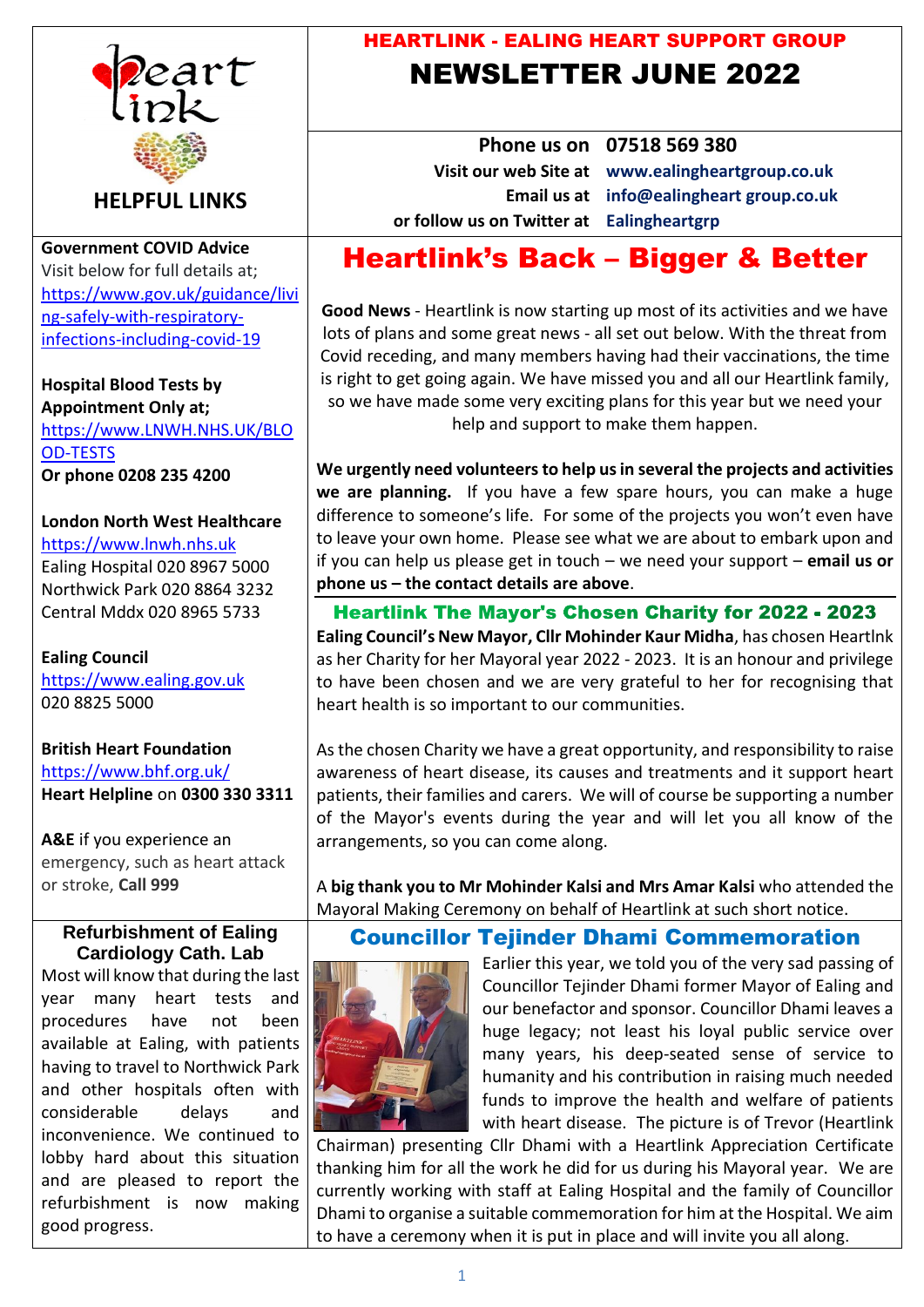# HEARTLINK - EALING HEART SUPPORT GROUP

# NEWSLETTER JUNE 2022

**Phone us on** **07518 569 380**
**Visit our web Site at** **www.ealingheartgroup.co.uk**
**Email us at** **info@ealingheart group.co.uk**
**or follow us on Twitter at** **Ealingheartgrp**

## Heartlink's Back – Bigger & Better

**Good News** - Heartlink is now starting up most of its activities and we have lots of plans and some great news - all set out below. With the threat from Covid receding, and many members having had their vaccinations, the time is right to get going again. We have missed you and all our Heartlink family, so we have made some very exciting plans for this year but we need your help and support to make them happen.

**We urgently need volunteers to help us in several the projects and activities we are planning.** If you have a few spare hours, you can make a huge difference to someone's life. For some of the projects you won't even have to leave your own home. Please see what we are about to embark upon and if you can help us please get in touch – we need your support – **email us or phone us – the contact details are above**.

### Heartlink The Mayor's Chosen Charity for 2022 - 2023

**Ealing Council's New Mayor, Cllr Mohinder Kaur Midha**, has chosen Heartlnk as her Charity for her Mayoral year 2022 - 2023. It is an honour and privilege to have been chosen and we are very grateful to her for recognising that heart health is so important to our communities.

As the chosen Charity we have a great opportunity, and responsibility to raise awareness of heart disease, its causes and treatments and it support heart patients, their families and carers. We will of course be supporting a number of the Mayor's events during the year and will let you all know of the arrangements, so you can come along.

A **big thank you to Mr Mohinder Kalsi and Mrs Amar Kalsi** who attended the Mayoral Making Ceremony on behalf of Heartlink at such short notice.

### Councillor Tejinder Dhami Commemoration

Earlier this year, we told you of the very sad passing of Councillor Tejinder Dhami former Mayor of Ealing and our benefactor and sponsor. Councillor Dhami leaves a huge legacy; not least his loyal public service over many years, his deep-seated sense of service to humanity and his contribution in raising much needed funds to improve the health and welfare of patients with heart disease. The picture is of Trevor (Heartlink Chairman) presenting Cllr Dhami with a Heartlink Appreciation Certificate thanking him for all the work he did for us during his Mayoral year. We are currently working with staff at Ealing Hospital and the family of Councillor Dhami to organise a suitable commemoration for him at the Hospital. We aim to have a ceremony when it is put in place and will invite you all along.

## HELPFUL LINKS

**Government COVID Advice**
Visit below for full details at;
https://www.gov.uk/guidance/living-safely-with-respiratory-infections-including-covid-19

**Hospital Blood Tests by Appointment Only at;**
https://www.LNWH.NHS.UK/BLOOD-TESTS
**Or phone 0208 235 4200**

**London North West Healthcare**
https://www.lnwh.nhs.uk
Ealing Hospital 020 8967 5000
Northwick Park 020 8864 3232
Central Mddx 020 8965 5733

**Ealing Council**
https://www.ealing.gov.uk
020 8825 5000

**British Heart Foundation**
https://www.bhf.org.uk/
**Heart Helpline** on **0300 330 3311**

**A&E** if you experience an emergency, such as heart attack or stroke, **Call 999**

### Refurbishment of Ealing Cardiology Cath. Lab

Most will know that during the last year many heart tests and procedures have not been available at Ealing, with patients having to travel to Northwick Park and other hospitals often with considerable delays and inconvenience. We continued to lobby hard about this situation and are pleased to report the refurbishment is now making good progress.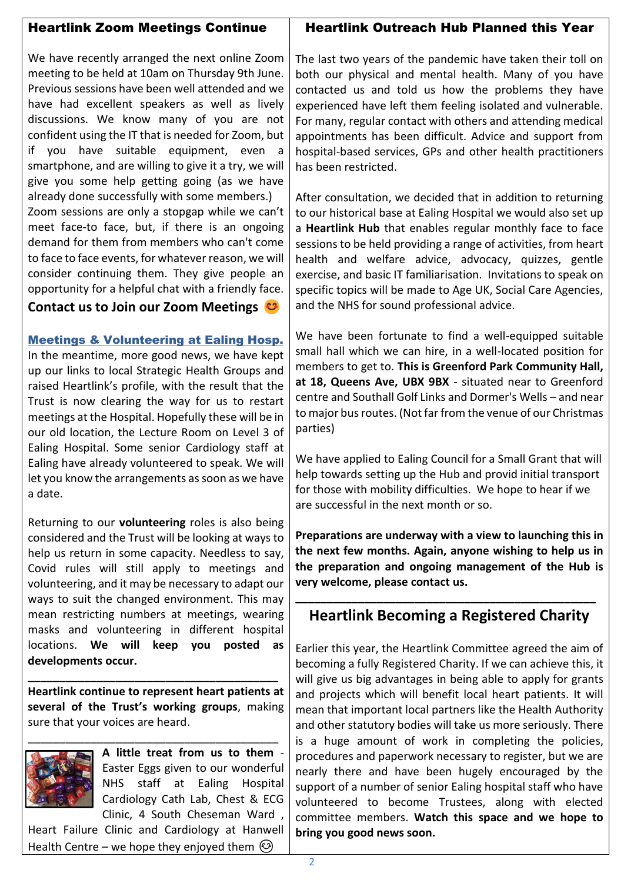## Heartlink Zoom Meetings Continue

We have recently arranged the next online Zoom meeting to be held at 10am on Thursday 9th June. Previous sessions have been well attended and we have had excellent speakers as well as lively discussions. We know many of you are not confident using the IT that is needed for Zoom, but if you have suitable equipment, even a smartphone, and are willing to give it a try, we will give you some help getting going (as we have already done successfully with some members.)
Zoom sessions are only a stopgap while we can't meet face-to face, but, if there is an ongoing demand for them from members who can't come to face to face events, for whatever reason, we will consider continuing them. They give people an opportunity for a helpful chat with a friendly face.

**Contact us to Join our Zoom Meetings** 😊

### Meetings & Volunteering at Ealing Hosp.

In the meantime, more good news, we have kept up our links to local Strategic Health Groups and raised Heartlink's profile, with the result that the Trust is now clearing the way for us to restart meetings at the Hospital. Hopefully these will be in our old location, the Lecture Room on Level 3 of Ealing Hospital. Some senior Cardiology staff at Ealing have already volunteered to speak. We will let you know the arrangements as soon as we have a date.

Returning to our **volunteering** roles is also being considered and the Trust will be looking at ways to help us return in some capacity. Needless to say, Covid rules will still apply to meetings and volunteering, and it may be necessary to adapt our ways to suit the changed environment. This may mean restricting numbers at meetings, wearing masks and volunteering in different hospital locations. **We will keep you posted as developments occur.**

---

**Heartlink continue to represent heart patients at several of the Trust's working groups**, making sure that your voices are heard.

---

**A little treat from us to them** - Easter Eggs given to our wonderful NHS staff at Ealing Hospital Cardiology Cath Lab, Chest & ECG Clinic, 4 South Cheseman Ward , Heart Failure Clinic and Cardiology at Hanwell Health Centre – we hope they enjoyed them 😊

## Heartlink Outreach Hub Planned this Year

The last two years of the pandemic have taken their toll on both our physical and mental health. Many of you have contacted us and told us how the problems they have experienced have left them feeling isolated and vulnerable. For many, regular contact with others and attending medical appointments has been difficult. Advice and support from hospital-based services, GPs and other health practitioners has been restricted.

After consultation, we decided that in addition to returning to our historical base at Ealing Hospital we would also set up a **Heartlink Hub** that enables regular monthly face to face sessions to be held providing a range of activities, from heart health and welfare advice, advocacy, quizzes, gentle exercise, and basic IT familiarisation. Invitations to speak on specific topics will be made to Age UK, Social Care Agencies, and the NHS for sound professional advice.

We have been fortunate to find a well-equipped suitable small hall which we can hire, in a well-located position for members to get to. **This is Greenford Park Community Hall, at 18, Queens Ave, UBX 9BX** - situated near to Greenford centre and Southall Golf Links and Dormer's Wells – and near to major bus routes. (Not far from the venue of our Christmas parties)

We have applied to Ealing Council for a Small Grant that will help towards setting up the Hub and provid initial transport for those with mobility difficulties. We hope to hear if we are successful in the next month or so.

**Preparations are underway with a view to launching this in the next few months. Again, anyone wishing to help us in the preparation and ongoing management of the Hub is very welcome, please contact us.**

---

## Heartlink Becoming a Registered Charity

Earlier this year, the Heartlink Committee agreed the aim of becoming a fully Registered Charity. If we can achieve this, it will give us big advantages in being able to apply for grants and projects which will benefit local heart patients. It will mean that important local partners like the Health Authority and other statutory bodies will take us more seriously. There is a huge amount of work in completing the policies, procedures and paperwork necessary to register, but we are nearly there and have been hugely encouraged by the support of a number of senior Ealing hospital staff who have volunteered to become Trustees, along with elected committee members. **Watch this space and we hope to bring you good news soon.**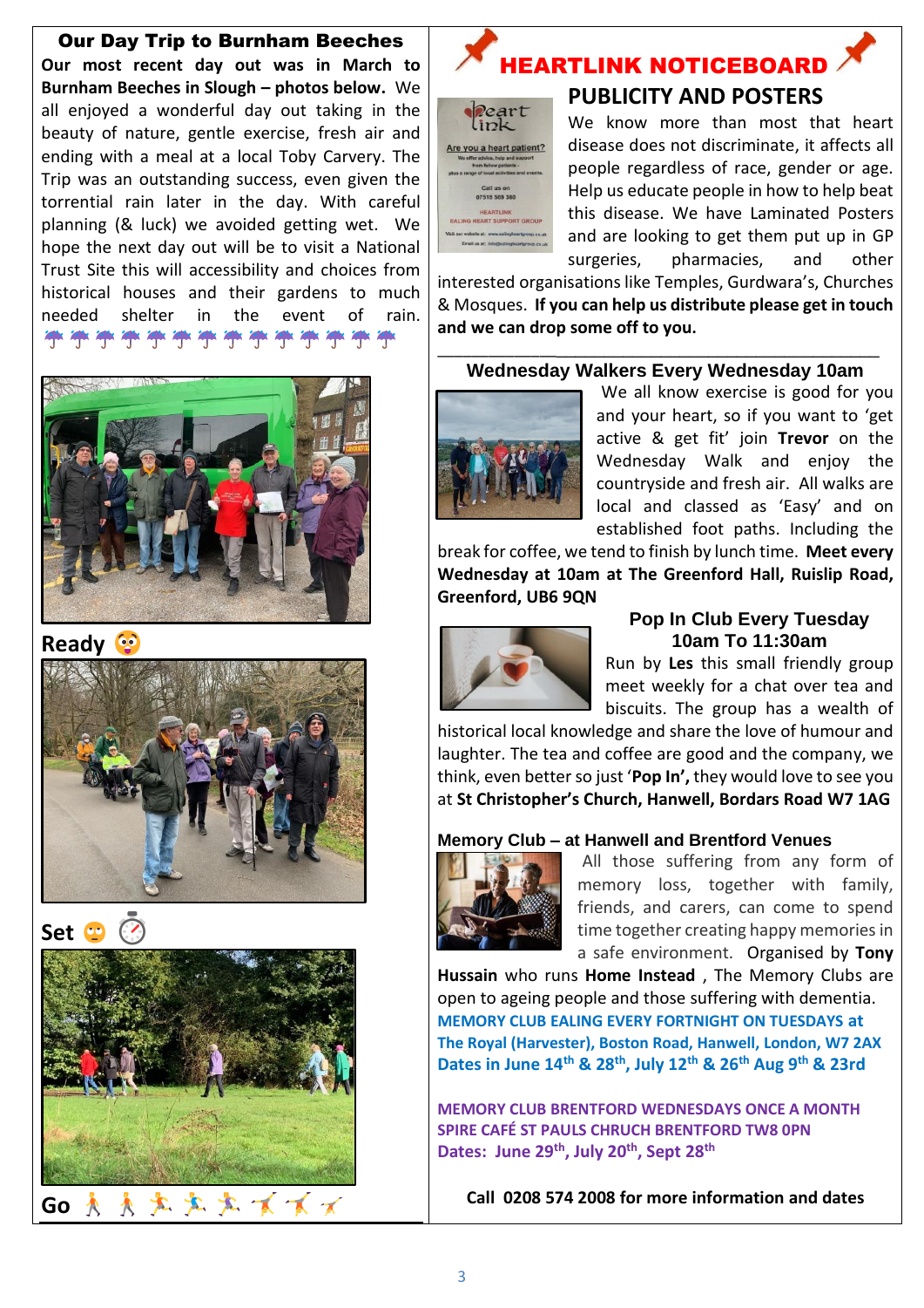## Our Day Trip to Burnham Beeches

**Our most recent day out was in March to Burnham Beeches in Slough – photos below.** We all enjoyed a wonderful day out taking in the beauty of nature, gentle exercise, fresh air and ending with a meal at a local Toby Carvery. The Trip was an outstanding success, even given the torrential rain later in the day. With careful planning (& luck) we avoided getting wet. We hope the next day out will be to visit a National Trust Site this will accessibility and choices from historical houses and their gardens to much needed shelter in the event of rain. ☔☔☔☔☔☔☔☔☔☔☔☔☔☔

**Ready** 😳

**Set** 🙄 ⏱

**Go** 🚶🚶🏃🏃🏃🤸🤸🤸

# HEARTLINK NOTICEBOARD

## PUBLICITY AND POSTERS

We know more than most that heart disease does not discriminate, it affects all people regardless of race, gender or age. Help us educate people in how to help beat this disease. We have Laminated Posters and are looking to get them put up in GP surgeries, pharmacies, and other interested organisations like Temples, Gurdwara's, Churches & Mosques. **If you can help us distribute please get in touch and we can drop some off to you.**

### Wednesday Walkers Every Wednesday 10am

We all know exercise is good for you and your heart, so if you want to 'get active & get fit' join **Trevor** on the Wednesday Walk and enjoy the countryside and fresh air. All walks are local and classed as 'Easy' and on established foot paths. Including the break for coffee, we tend to finish by lunch time. **Meet every Wednesday at 10am at The Greenford Hall, Ruislip Road, Greenford, UB6 9QN**

### Pop In Club Every Tuesday 10am To 11:30am

Run by **Les** this small friendly group meet weekly for a chat over tea and biscuits. The group has a wealth of historical local knowledge and share the love of humour and laughter. The tea and coffee are good and the company, we think, even better so just '**Pop In',** they would love to see you at **St Christopher's Church, Hanwell, Bordars Road W7 1AG**

### Memory Club – at Hanwell and Brentford Venues

All those suffering from any form of memory loss, together with family, friends, and carers, can come to spend time together creating happy memories in a safe environment. Organised by **Tony Hussain** who runs **Home Instead** , The Memory Clubs are open to ageing people and those suffering with dementia.

**MEMORY CLUB EALING EVERY FORTNIGHT ON TUESDAYS at The Royal (Harvester), Boston Road, Hanwell, London, W7 2AX Dates in June 14th & 28th, July 12th & 26th Aug 9th & 23rd**

**MEMORY CLUB BRENTFORD WEDNESDAYS ONCE A MONTH SPIRE CAFÉ ST PAULS CHRUCH BRENTFORD TW8 0PN Dates: June 29th, July 20th, Sept 28th**

**Call 0208 574 2008 for more information and dates**